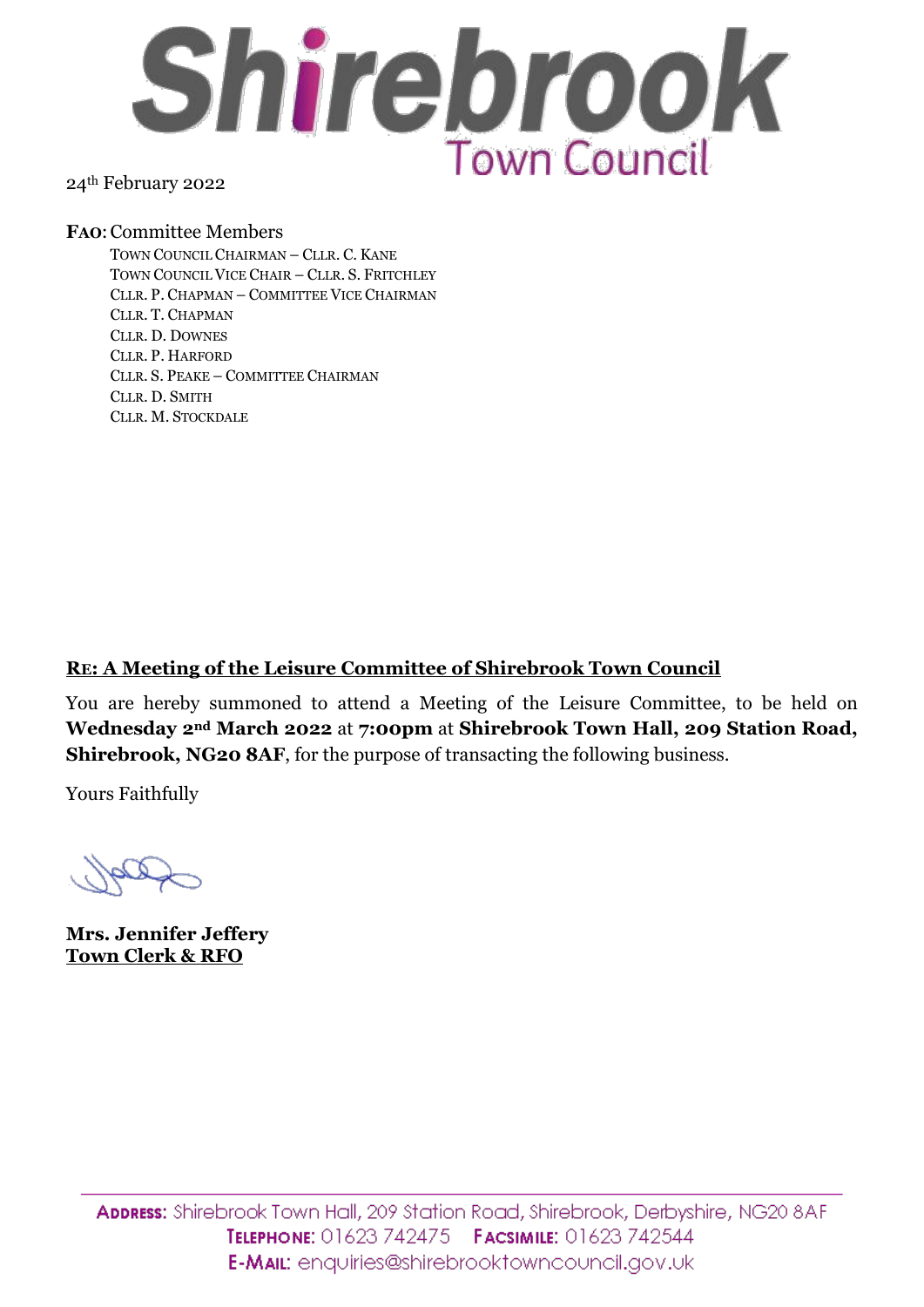# Shirebrook Town Council

24th February 2022

**FAO**: Committee Members

Town Council Chairman – Cllr. C. Kane
Town Council Vice Chair – Cllr. S. Fritchley
Cllr. P. Chapman – Committee Vice Chairman
Cllr. T. Chapman
Cllr. D. Downes
Cllr. P. Harford
Cllr. S. Peake – Committee Chairman
Cllr. D. Smith
Cllr. M. Stockdale

**RE: A Meeting of the Leisure Committee of Shirebrook Town Council**

You are hereby summoned to attend a Meeting of the Leisure Committee, to be held on **Wednesday 2nd March 2022** at **7:00pm** at **Shirebrook Town Hall, 209 Station Road, Shirebrook, NG20 8AF**, for the purpose of transacting the following business.

Yours Faithfully

**Mrs. Jennifer Jeffery**
**Town Clerk & RFO**

**Address:** Shirebrook Town Hall, 209 Station Road, Shirebrook, Derbyshire, NG20 8AF
**Telephone:** 01623 742475 **Facsimile:** 01623 742544
**E-Mail:** enquiries@shirebrooktowncouncil.gov.uk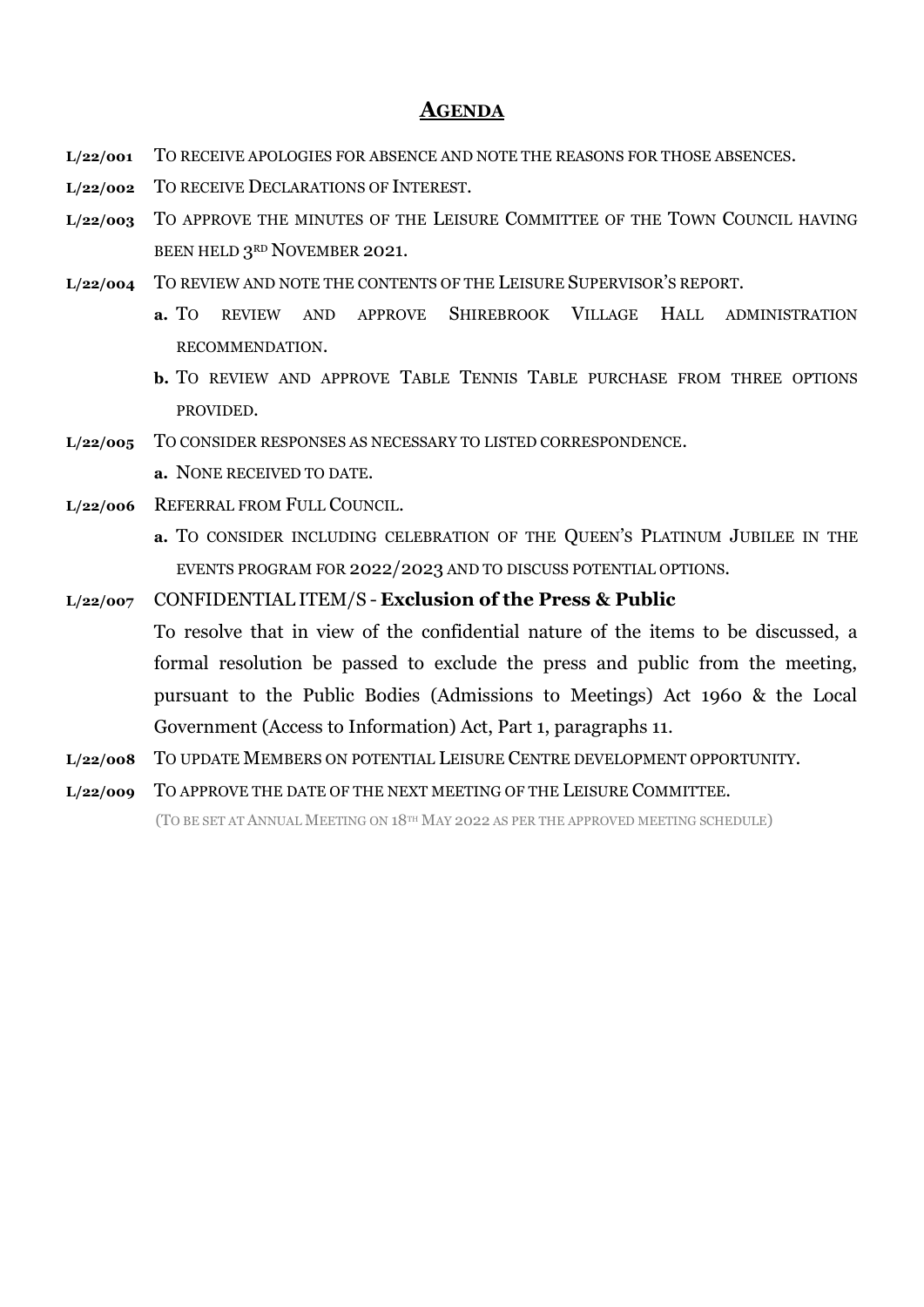## AGENDA

**L/22/001** TO RECEIVE APOLOGIES FOR ABSENCE AND NOTE THE REASONS FOR THOSE ABSENCES.

**L/22/002** TO RECEIVE DECLARATIONS OF INTEREST.

**L/22/003** TO APPROVE THE MINUTES OF THE LEISURE COMMITTEE OF THE TOWN COUNCIL HAVING BEEN HELD 3RD NOVEMBER 2021.

**L/22/004** TO REVIEW AND NOTE THE CONTENTS OF THE LEISURE SUPERVISOR'S REPORT.

- **a.** TO REVIEW AND APPROVE SHIREBROOK VILLAGE HALL ADMINISTRATION RECOMMENDATION.
- **b.** TO REVIEW AND APPROVE TABLE TENNIS TABLE PURCHASE FROM THREE OPTIONS PROVIDED.

**L/22/005** TO CONSIDER RESPONSES AS NECESSARY TO LISTED CORRESPONDENCE.

- **a.** NONE RECEIVED TO DATE.

**L/22/006** REFERRAL FROM FULL COUNCIL.

- **a.** TO CONSIDER INCLUDING CELEBRATION OF THE QUEEN'S PLATINUM JUBILEE IN THE EVENTS PROGRAM FOR 2022/2023 AND TO DISCUSS POTENTIAL OPTIONS.

**L/22/007** CONFIDENTIAL ITEM/S - **Exclusion of the Press & Public**

To resolve that in view of the confidential nature of the items to be discussed, a formal resolution be passed to exclude the press and public from the meeting, pursuant to the Public Bodies (Admissions to Meetings) Act 1960 & the Local Government (Access to Information) Act, Part 1, paragraphs 11.

**L/22/008** TO UPDATE MEMBERS ON POTENTIAL LEISURE CENTRE DEVELOPMENT OPPORTUNITY.

**L/22/009** TO APPROVE THE DATE OF THE NEXT MEETING OF THE LEISURE COMMITTEE.

(TO BE SET AT ANNUAL MEETING ON 18TH MAY 2022 AS PER THE APPROVED MEETING SCHEDULE)